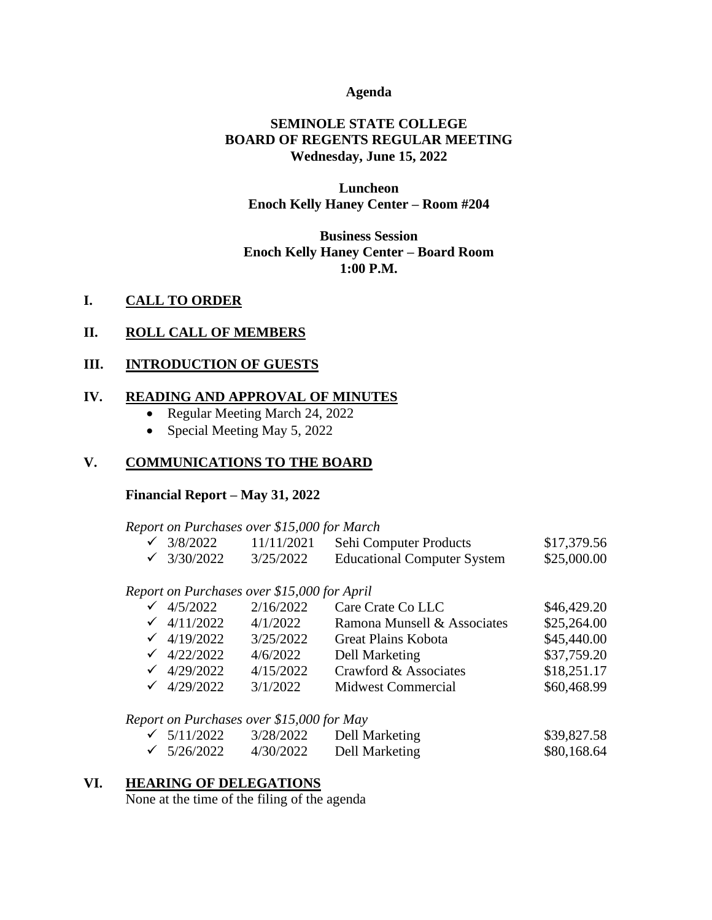**Agenda**

**SEMINOLE STATE COLLEGE**
**BOARD OF REGENTS REGULAR MEETING**
**Wednesday, June 15, 2022**

**Luncheon**
**Enoch Kelly Haney Center – Room #204**

**Business Session**
**Enoch Kelly Haney Center – Board Room**
**1:00 P.M.**

## I. CALL TO ORDER

## II. ROLL CALL OF MEMBERS

## III. INTRODUCTION OF GUESTS

## IV. READING AND APPROVAL OF MINUTES

- Regular Meeting March 24, 2022
- Special Meeting May 5, 2022

## V. COMMUNICATIONS TO THE BOARD

**Financial Report – May 31, 2022**

*Report on Purchases over $15,000 for March*

- ✓ 3/8/2022 11/11/2021 Sehi Computer Products $17,379.56
- ✓ 3/30/2022 3/25/2022 Educational Computer System $25,000.00

*Report on Purchases over $15,000 for April*

- ✓ 4/5/2022 2/16/2022 Care Crate Co LLC $46,429.20
- ✓ 4/11/2022 4/1/2022 Ramona Munsell & Associates $25,264.00
- ✓ 4/19/2022 3/25/2022 Great Plains Kobota $45,440.00
- ✓ 4/22/2022 4/6/2022 Dell Marketing $37,759.20
- ✓ 4/29/2022 4/15/2022 Crawford & Associates $18,251.17
- ✓ 4/29/2022 3/1/2022 Midwest Commercial $60,468.99

*Report on Purchases over $15,000 for May*

- ✓ 5/11/2022 3/28/2022 Dell Marketing $39,827.58
- ✓ 5/26/2022 4/30/2022 Dell Marketing $80,168.64

## VI. HEARING OF DELEGATIONS

None at the time of the filing of the agenda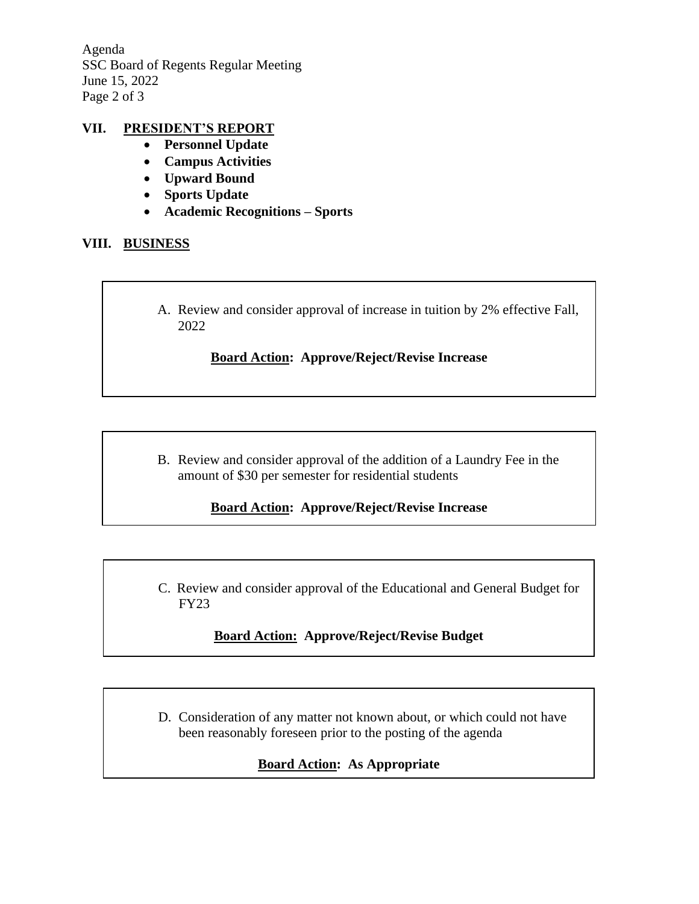## VII. PRESIDENT'S REPORT

- **Personnel Update**
- **Campus Activities**
- **Upward Bound**
- **Sports Update**
- **Academic Recognitions – Sports**

## VIII. BUSINESS

A. Review and consider approval of increase in tuition by 2% effective Fall, 2022

**Board Action: Approve/Reject/Revise Increase**

B. Review and consider approval of the addition of a Laundry Fee in the amount of $30 per semester for residential students

**Board Action: Approve/Reject/Revise Increase**

C. Review and consider approval of the Educational and General Budget for FY23

**Board Action: Approve/Reject/Revise Budget**

D. Consideration of any matter not known about, or which could not have been reasonably foreseen prior to the posting of the agenda

**Board Action: As Appropriate**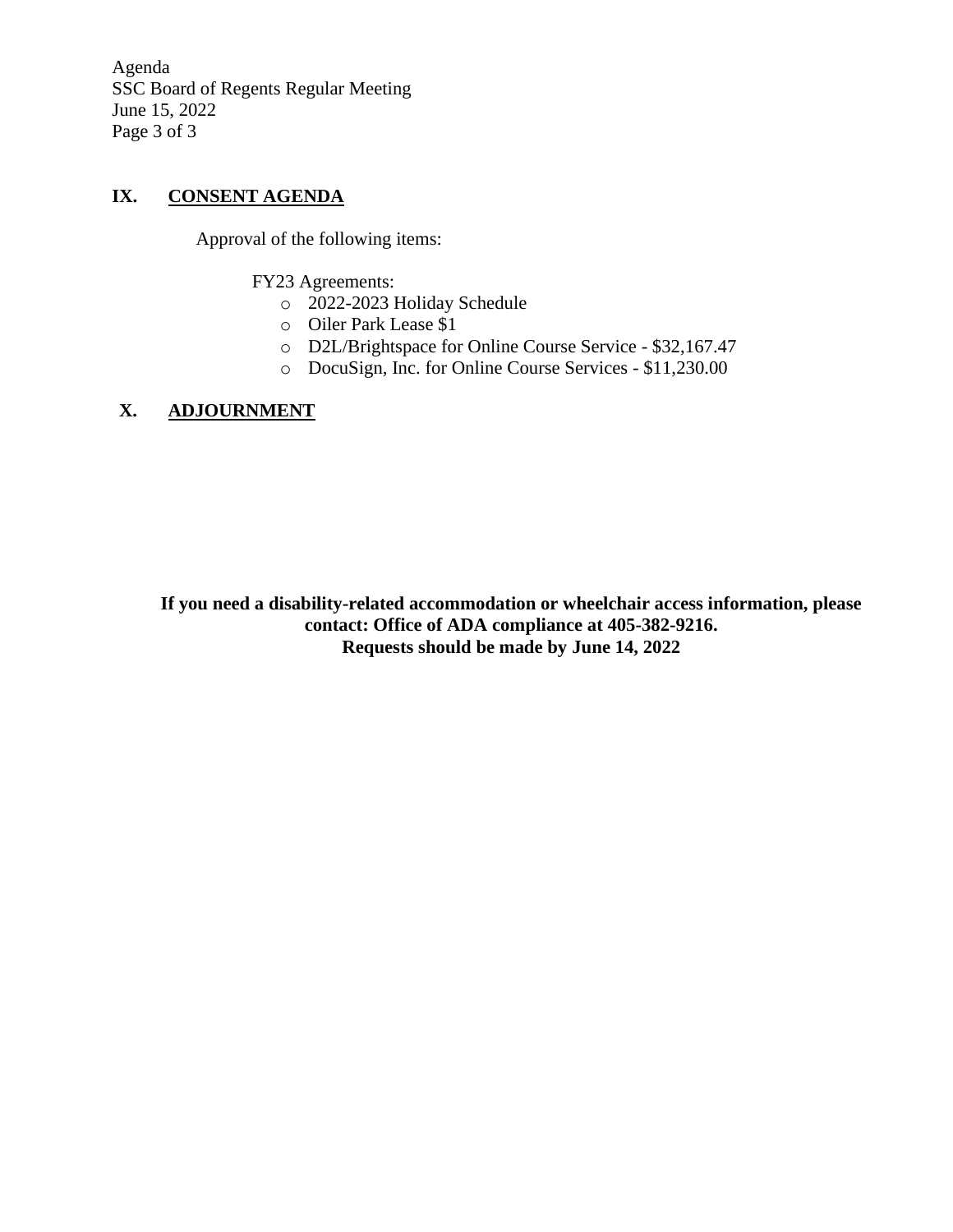## IX. CONSENT AGENDA

Approval of the following items:

FY23 Agreements:

- 2022-2023 Holiday Schedule
- Oiler Park Lease $1
- D2L/Brightspace for Online Course Service - $32,167.47
- DocuSign, Inc. for Online Course Services - $11,230.00

## X. ADJOURNMENT

**If you need a disability-related accommodation or wheelchair access information, please contact: Office of ADA compliance at 405-382-9216.**
**Requests should be made by June 14, 2022**